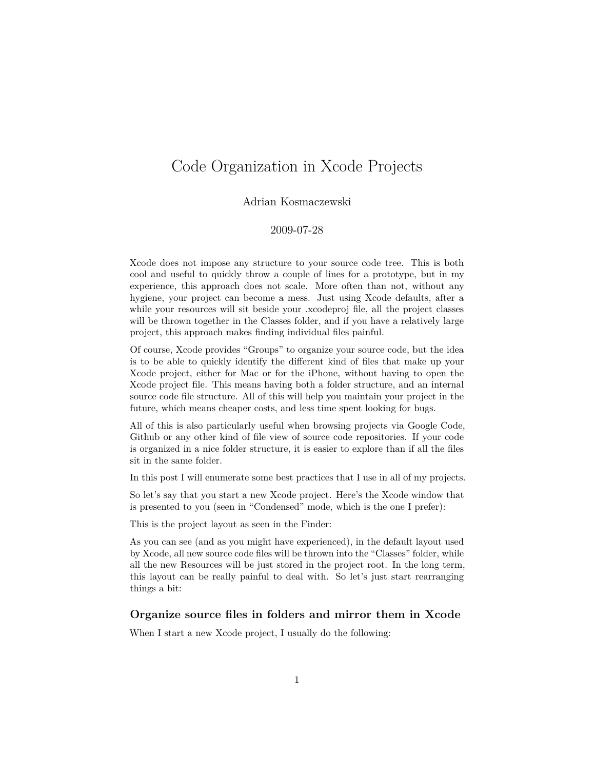# Code Organization in Xcode Projects

Adrian Kosmaczewski

2009-07-28

Xcode does not impose any structure to your source code tree. This is both cool and useful to quickly throw a couple of lines for a prototype, but in my experience, this approach does not scale. More often than not, without any hygiene, your project can become a mess. Just using Xcode defaults, after a while your resources will sit beside your .xcodeproj file, all the project classes will be thrown together in the Classes folder, and if you have a relatively large project, this approach makes finding individual files painful.

Of course, Xcode provides "Groups" to organize your source code, but the idea is to be able to quickly identify the different kind of files that make up your Xcode project, either for Mac or for the iPhone, without having to open the Xcode project file. This means having both a folder structure, and an internal source code file structure. All of this will help you maintain your project in the future, which means cheaper costs, and less time spent looking for bugs.

All of this is also particularly useful when browsing projects via Google Code, Github or any other kind of file view of source code repositories. If your code is organized in a nice folder structure, it is easier to explore than if all the files sit in the same folder.

In this post I will enumerate some best practices that I use in all of my projects.

So let's say that you start a new Xcode project. Here's the Xcode window that is presented to you (seen in "Condensed" mode, which is the one I prefer):

This is the project layout as seen in the Finder:

As you can see (and as you might have experienced), in the default layout used by Xcode, all new source code files will be thrown into the "Classes" folder, while all the new Resources will be just stored in the project root. In the long term, this layout can be really painful to deal with. So let's just start rearranging things a bit:

## Organize source files in folders and mirror them in Xcode

When I start a new Xcode project, I usually do the following: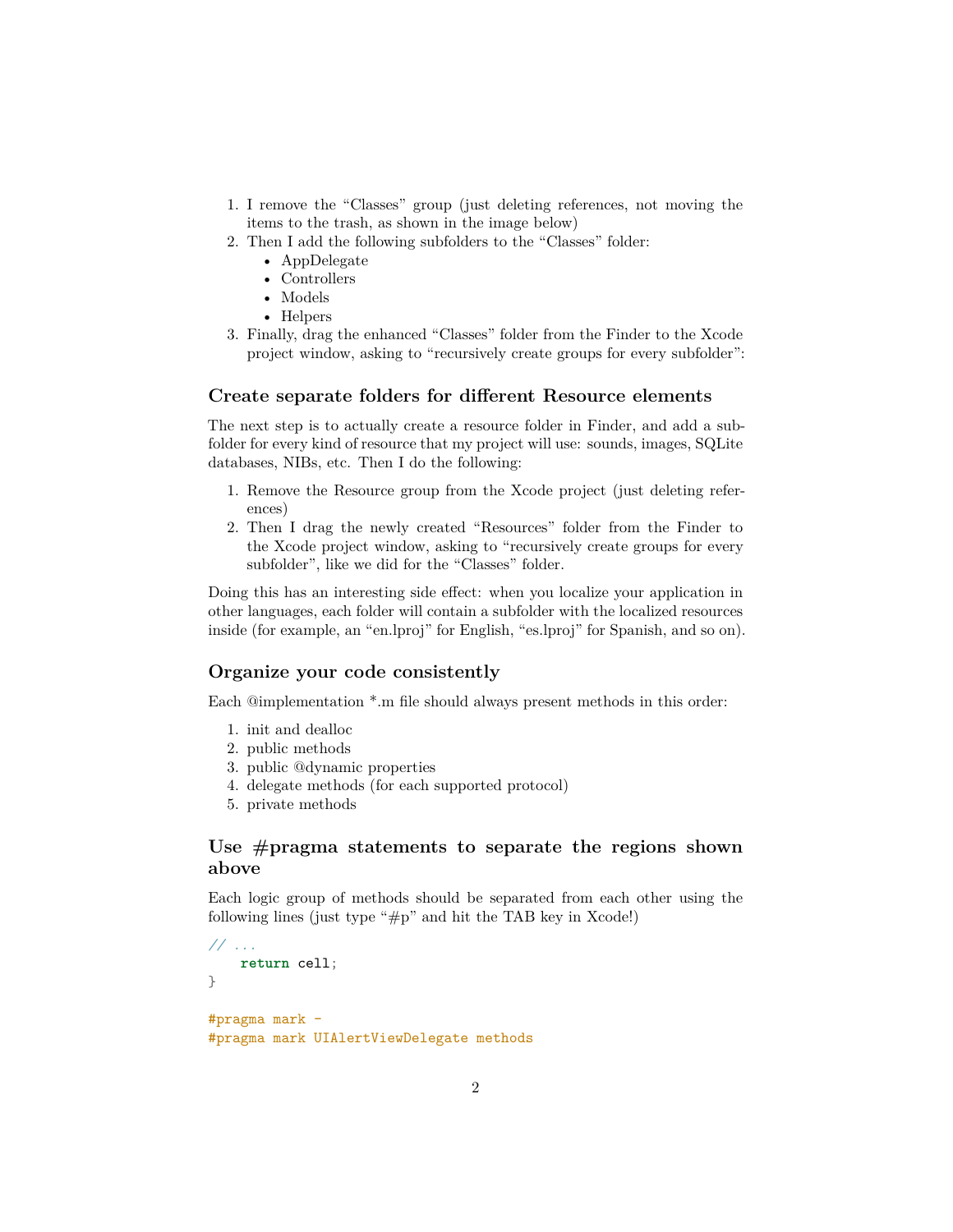1. I remove the “Classes” group (just deleting references, not moving the items to the trash, as shown in the image below)
2. Then I add the following subfolders to the “Classes” folder:
   - AppDelegate
   - Controllers
   - Models
   - Helpers
3. Finally, drag the enhanced “Classes” folder from the Finder to the Xcode project window, asking to “recursively create groups for every subfolder”:

### Create separate folders for different Resource elements

The next step is to actually create a resource folder in Finder, and add a subfolder for every kind of resource that my project will use: sounds, images, SQLite databases, NIBs, etc. Then I do the following:

1. Remove the Resource group from the Xcode project (just deleting references)
2. Then I drag the newly created “Resources” folder from the Finder to the Xcode project window, asking to “recursively create groups for every subfolder”, like we did for the “Classes” folder.

Doing this has an interesting side effect: when you localize your application in other languages, each folder will contain a subfolder with the localized resources inside (for example, an “en.lproj” for English, “es.lproj” for Spanish, and so on).

### Organize your code consistently

Each @implementation *.m file should always present methods in this order:

1. init and dealloc
2. public methods
3. public @dynamic properties
4. delegate methods (for each supported protocol)
5. private methods

### Use #pragma statements to separate the regions shown above

Each logic group of methods should be separated from each other using the following lines (just type “#p” and hit the TAB key in Xcode!)

```
// ...
    return cell;
}

#pragma mark -
#pragma mark UIAlertViewDelegate methods
```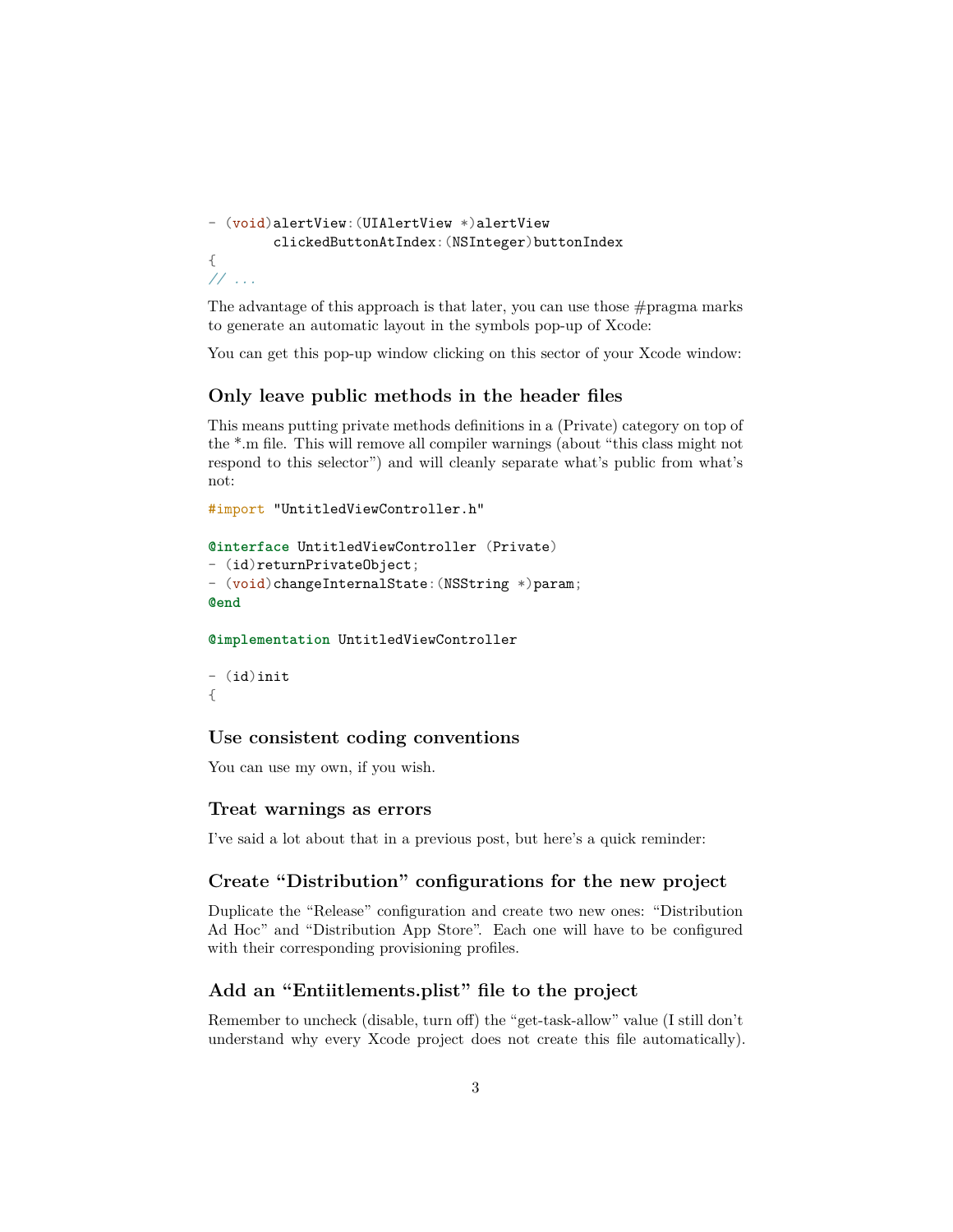```
- (void)alertView:(UIAlertView *)alertView
        clickedButtonAtIndex:(NSInteger)buttonIndex
{
// ...
```

The advantage of this approach is that later, you can use those #pragma marks to generate an automatic layout in the symbols pop-up of Xcode:

You can get this pop-up window clicking on this sector of your Xcode window:

### Only leave public methods in the header files

This means putting private methods definitions in a (Private) category on top of the *.m file. This will remove all compiler warnings (about "this class might not respond to this selector") and will cleanly separate what's public from what's not:

```
#import "UntitledViewController.h"

@interface UntitledViewController (Private)
- (id)returnPrivateObject;
- (void)changeInternalState:(NSString *)param;
@end

@implementation UntitledViewController

- (id)init
{
```

### Use consistent coding conventions

You can use my own, if you wish.

### Treat warnings as errors

I've said a lot about that in a previous post, but here's a quick reminder:

### Create "Distribution" configurations for the new project

Duplicate the "Release" configuration and create two new ones: "Distribution Ad Hoc" and "Distribution App Store". Each one will have to be configured with their corresponding provisioning profiles.

### Add an "Entiitlements.plist" file to the project

Remember to uncheck (disable, turn off) the "get-task-allow" value (I still don't understand why every Xcode project does not create this file automatically).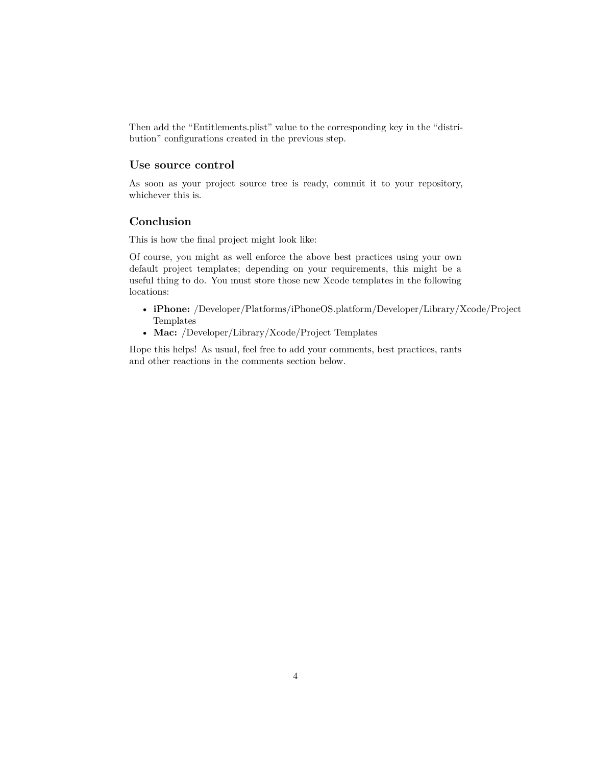Then add the "Entitlements.plist" value to the corresponding key in the "distribution" configurations created in the previous step.

## Use source control

As soon as your project source tree is ready, commit it to your repository, whichever this is.

## Conclusion

This is how the final project might look like:

Of course, you might as well enforce the above best practices using your own default project templates; depending on your requirements, this might be a useful thing to do. You must store those new Xcode templates in the following locations:

- **iPhone:** /Developer/Platforms/iPhoneOS.platform/Developer/Library/Xcode/Project Templates
- **Mac:** /Developer/Library/Xcode/Project Templates

Hope this helps! As usual, feel free to add your comments, best practices, rants and other reactions in the comments section below.